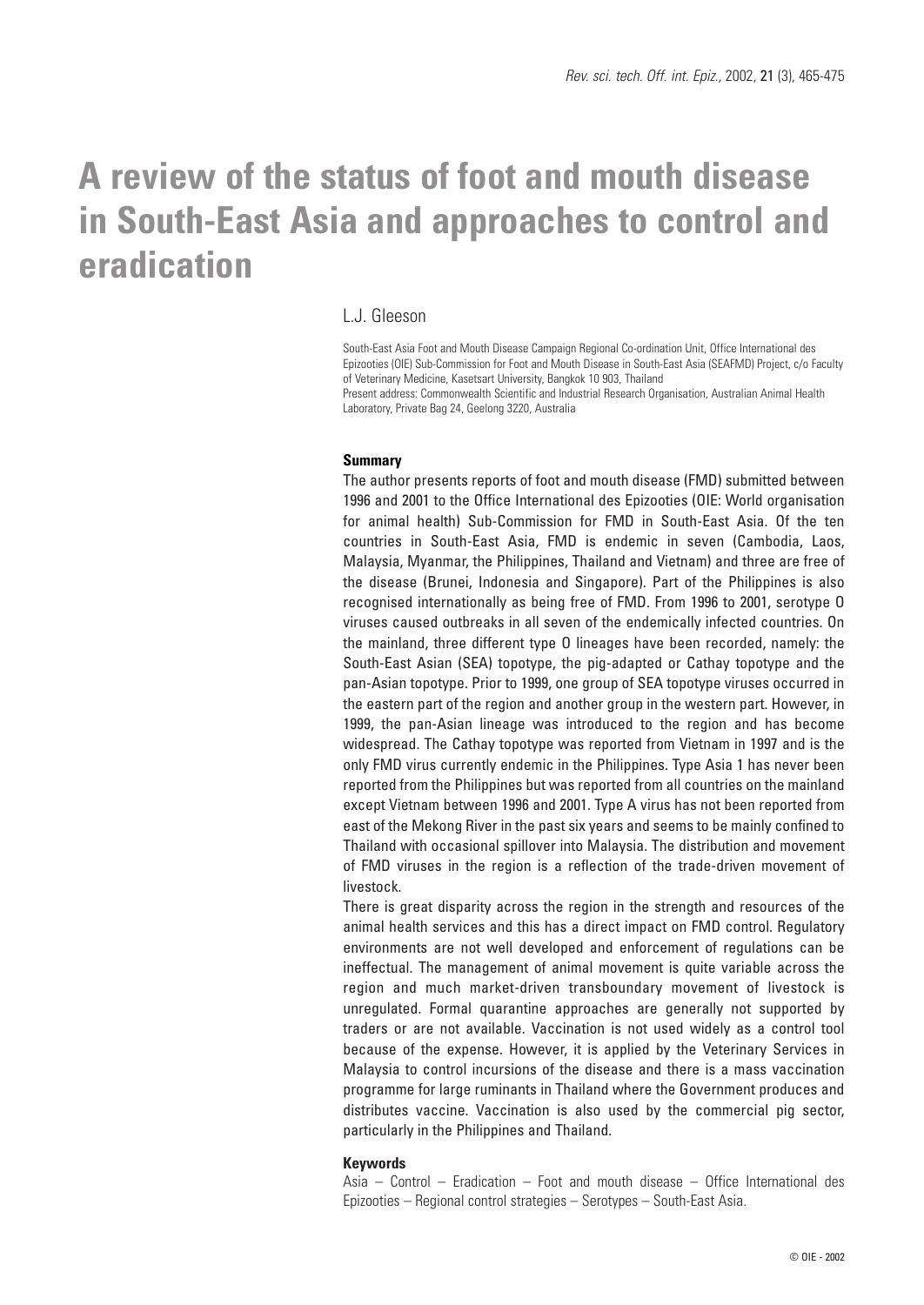# A review of the status of foot and mouth disease in South-East Asia and approaches to control and eradication

L.J. Gleeson

South-East Asia Foot and Mouth Disease Campaign Regional Co-ordination Unit, Office International des Epizooties (OIE) Sub-Commission for Foot and Mouth Disease in South-East Asia (SEAFMD) Project, c/o Faculty of Veterinary Medicine, Kasetsart University, Bangkok 10 903, Thailand
Present address: Commonwealth Scientific and Industrial Research Organisation, Australian Animal Health Laboratory, Private Bag 24, Geelong 3220, Australia

### Summary

The author presents reports of foot and mouth disease (FMD) submitted between 1996 and 2001 to the Office International des Epizooties (OIE: World organisation for animal health) Sub-Commission for FMD in South-East Asia. Of the ten countries in South-East Asia, FMD is endemic in seven (Cambodia, Laos, Malaysia, Myanmar, the Philippines, Thailand and Vietnam) and three are free of the disease (Brunei, Indonesia and Singapore). Part of the Philippines is also recognised internationally as being free of FMD. From 1996 to 2001, serotype O viruses caused outbreaks in all seven of the endemically infected countries. On the mainland, three different type O lineages have been recorded, namely: the South-East Asian (SEA) topotype, the pig-adapted or Cathay topotype and the pan-Asian topotype. Prior to 1999, one group of SEA topotype viruses occurred in the eastern part of the region and another group in the western part. However, in 1999, the pan-Asian lineage was introduced to the region and has become widespread. The Cathay topotype was reported from Vietnam in 1997 and is the only FMD virus currently endemic in the Philippines. Type Asia 1 has never been reported from the Philippines but was reported from all countries on the mainland except Vietnam between 1996 and 2001. Type A virus has not been reported from east of the Mekong River in the past six years and seems to be mainly confined to Thailand with occasional spillover into Malaysia. The distribution and movement of FMD viruses in the region is a reflection of the trade-driven movement of livestock.

There is great disparity across the region in the strength and resources of the animal health services and this has a direct impact on FMD control. Regulatory environments are not well developed and enforcement of regulations can be ineffectual. The management of animal movement is quite variable across the region and much market-driven transboundary movement of livestock is unregulated. Formal quarantine approaches are generally not supported by traders or are not available. Vaccination is not used widely as a control tool because of the expense. However, it is applied by the Veterinary Services in Malaysia to control incursions of the disease and there is a mass vaccination programme for large ruminants in Thailand where the Government produces and distributes vaccine. Vaccination is also used by the commercial pig sector, particularly in the Philippines and Thailand.

### Keywords

Asia – Control – Eradication – Foot and mouth disease – Office International des Epizooties – Regional control strategies – Serotypes – South-East Asia.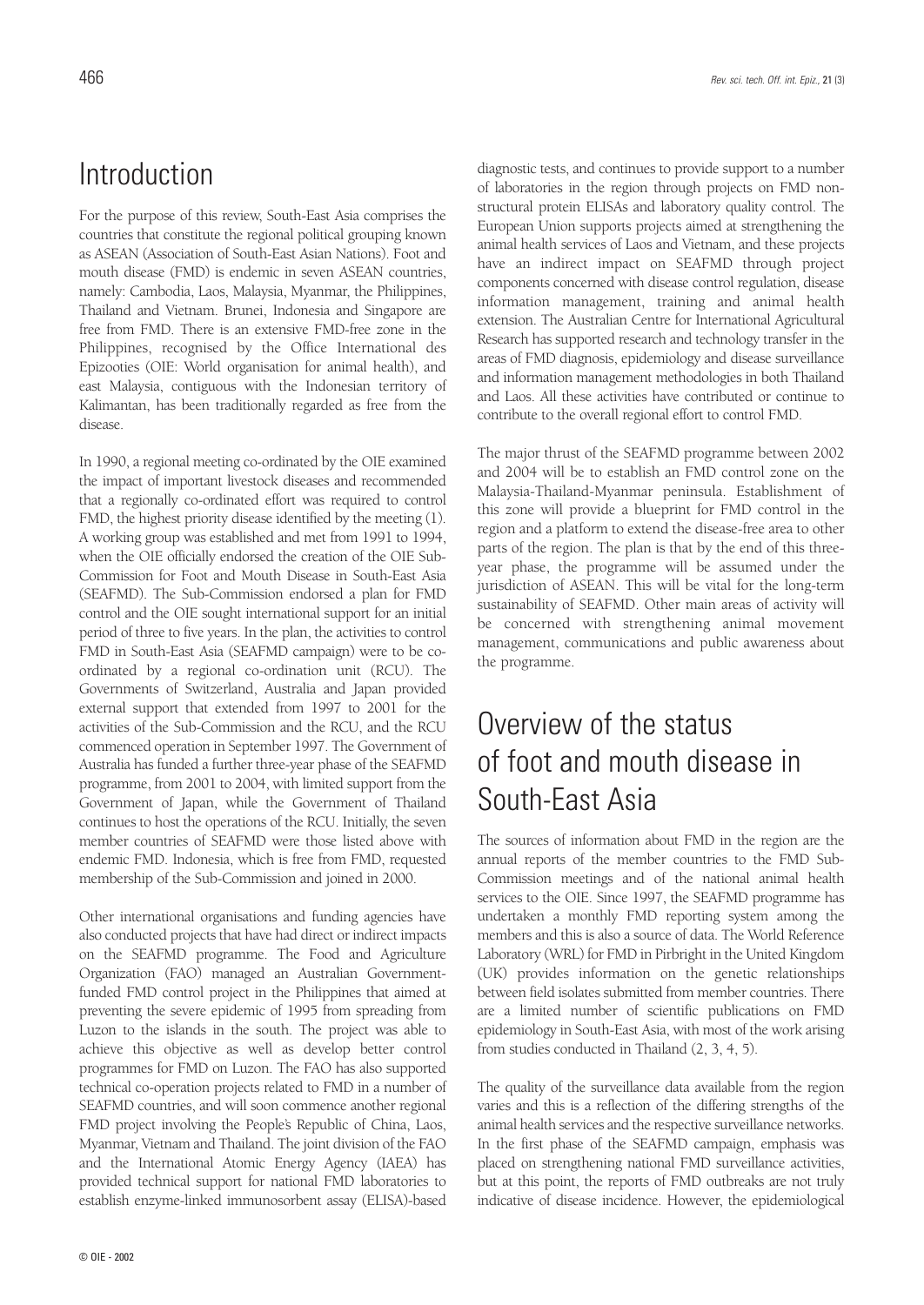# Introduction

For the purpose of this review, South-East Asia comprises the countries that constitute the regional political grouping known as ASEAN (Association of South-East Asian Nations). Foot and mouth disease (FMD) is endemic in seven ASEAN countries, namely: Cambodia, Laos, Malaysia, Myanmar, the Philippines, Thailand and Vietnam. Brunei, Indonesia and Singapore are free from FMD. There is an extensive FMD-free zone in the Philippines, recognised by the Office International des Epizooties (OIE: World organisation for animal health), and east Malaysia, contiguous with the Indonesian territory of Kalimantan, has been traditionally regarded as free from the disease.

In 1990, a regional meeting co-ordinated by the OIE examined the impact of important livestock diseases and recommended that a regionally co-ordinated effort was required to control FMD, the highest priority disease identified by the meeting (1). A working group was established and met from 1991 to 1994, when the OIE officially endorsed the creation of the OIE Sub-Commission for Foot and Mouth Disease in South-East Asia (SEAFMD). The Sub-Commission endorsed a plan for FMD control and the OIE sought international support for an initial period of three to five years. In the plan, the activities to control FMD in South-East Asia (SEAFMD campaign) were to be co-ordinated by a regional co-ordination unit (RCU). The Governments of Switzerland, Australia and Japan provided external support that extended from 1997 to 2001 for the activities of the Sub-Commission and the RCU, and the RCU commenced operation in September 1997. The Government of Australia has funded a further three-year phase of the SEAFMD programme, from 2001 to 2004, with limited support from the Government of Japan, while the Government of Thailand continues to host the operations of the RCU. Initially, the seven member countries of SEAFMD were those listed above with endemic FMD. Indonesia, which is free from FMD, requested membership of the Sub-Commission and joined in 2000.

Other international organisations and funding agencies have also conducted projects that have had direct or indirect impacts on the SEAFMD programme. The Food and Agriculture Organization (FAO) managed an Australian Government-funded FMD control project in the Philippines that aimed at preventing the severe epidemic of 1995 from spreading from Luzon to the islands in the south. The project was able to achieve this objective as well as develop better control programmes for FMD on Luzon. The FAO has also supported technical co-operation projects related to FMD in a number of SEAFMD countries, and will soon commence another regional FMD project involving the People's Republic of China, Laos, Myanmar, Vietnam and Thailand. The joint division of the FAO and the International Atomic Energy Agency (IAEA) has provided technical support for national FMD laboratories to establish enzyme-linked immunosorbent assay (ELISA)-based diagnostic tests, and continues to provide support to a number of laboratories in the region through projects on FMD non-structural protein ELISAs and laboratory quality control. The European Union supports projects aimed at strengthening the animal health services of Laos and Vietnam, and these projects have an indirect impact on SEAFMD through project components concerned with disease control regulation, disease information management, training and animal health extension. The Australian Centre for International Agricultural Research has supported research and technology transfer in the areas of FMD diagnosis, epidemiology and disease surveillance and information management methodologies in both Thailand and Laos. All these activities have contributed or continue to contribute to the overall regional effort to control FMD.

The major thrust of the SEAFMD programme between 2002 and 2004 will be to establish an FMD control zone on the Malaysia-Thailand-Myanmar peninsula. Establishment of this zone will provide a blueprint for FMD control in the region and a platform to extend the disease-free area to other parts of the region. The plan is that by the end of this three-year phase, the programme will be assumed under the jurisdiction of ASEAN. This will be vital for the long-term sustainability of SEAFMD. Other main areas of activity will be concerned with strengthening animal movement management, communications and public awareness about the programme.

# Overview of the status of foot and mouth disease in South-East Asia

The sources of information about FMD in the region are the annual reports of the member countries to the FMD Sub-Commission meetings and of the national animal health services to the OIE. Since 1997, the SEAFMD programme has undertaken a monthly FMD reporting system among the members and this is also a source of data. The World Reference Laboratory (WRL) for FMD in Pirbright in the United Kingdom (UK) provides information on the genetic relationships between field isolates submitted from member countries. There are a limited number of scientific publications on FMD epidemiology in South-East Asia, with most of the work arising from studies conducted in Thailand (2, 3, 4, 5).

The quality of the surveillance data available from the region varies and this is a reflection of the differing strengths of the animal health services and the respective surveillance networks. In the first phase of the SEAFMD campaign, emphasis was placed on strengthening national FMD surveillance activities, but at this point, the reports of FMD outbreaks are not truly indicative of disease incidence. However, the epidemiological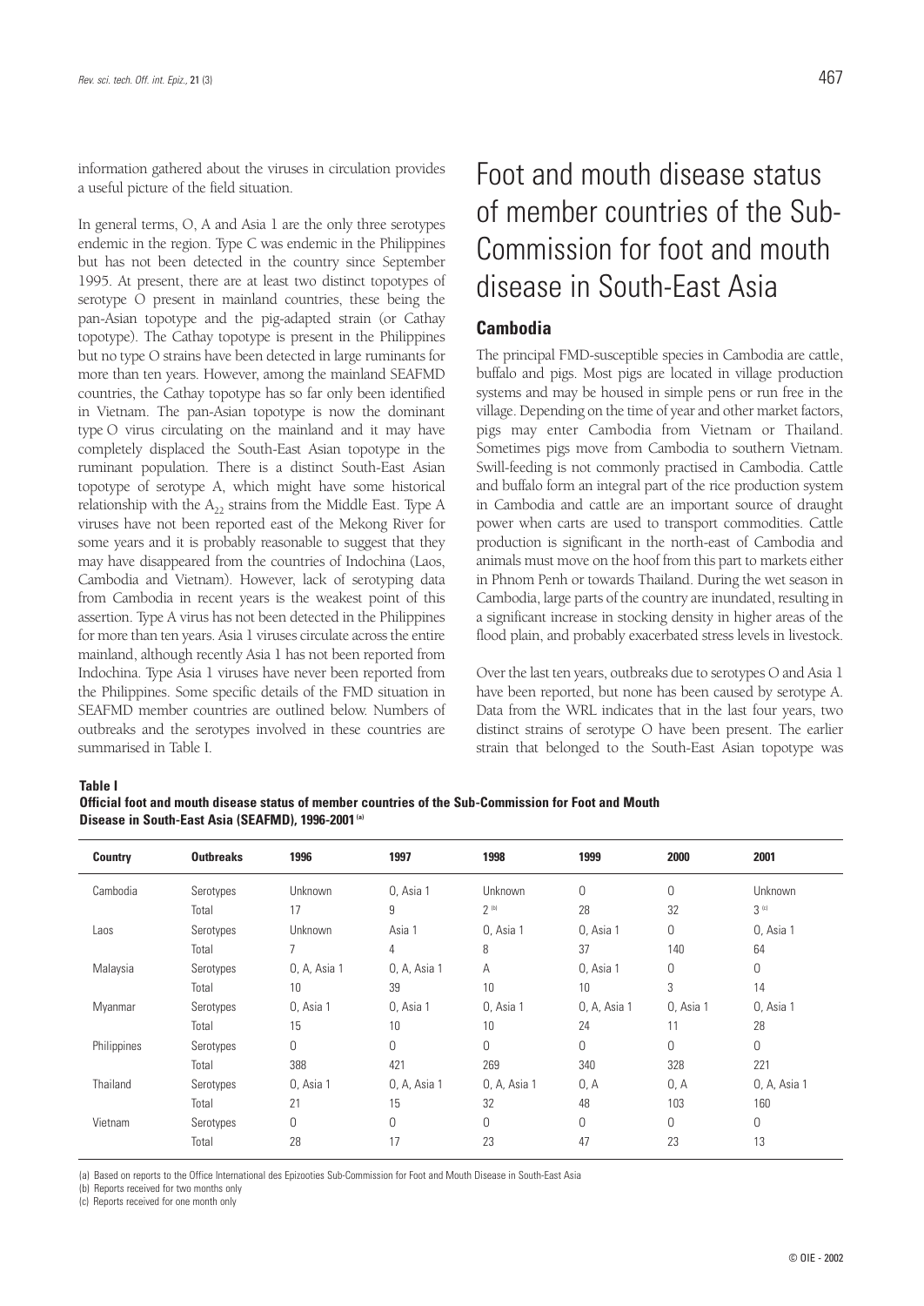information gathered about the viruses in circulation provides a useful picture of the field situation.

In general terms, O, A and Asia 1 are the only three serotypes endemic in the region. Type C was endemic in the Philippines but has not been detected in the country since September 1995. At present, there are at least two distinct topotypes of serotype O present in mainland countries, these being the pan-Asian topotype and the pig-adapted strain (or Cathay topotype). The Cathay topotype is present in the Philippines but no type O strains have been detected in large ruminants for more than ten years. However, among the mainland SEAFMD countries, the Cathay topotype has so far only been identified in Vietnam. The pan-Asian topotype is now the dominant type O virus circulating on the mainland and it may have completely displaced the South-East Asian topotype in the ruminant population. There is a distinct South-East Asian topotype of serotype A, which might have some historical relationship with the $A_{22}$ strains from the Middle East. Type A viruses have not been reported east of the Mekong River for some years and it is probably reasonable to suggest that they may have disappeared from the countries of Indochina (Laos, Cambodia and Vietnam). However, lack of serotyping data from Cambodia in recent years is the weakest point of this assertion. Type A virus has not been detected in the Philippines for more than ten years. Asia 1 viruses circulate across the entire mainland, although recently Asia 1 has not been reported from Indochina. Type Asia 1 viruses have never been reported from the Philippines. Some specific details of the FMD situation in SEAFMD member countries are outlined below. Numbers of outbreaks and the serotypes involved in these countries are summarised in Table I.

# Foot and mouth disease status of member countries of the Sub-Commission for foot and mouth disease in South-East Asia

## Cambodia

The principal FMD-susceptible species in Cambodia are cattle, buffalo and pigs. Most pigs are located in village production systems and may be housed in simple pens or run free in the village. Depending on the time of year and other market factors, pigs may enter Cambodia from Vietnam or Thailand. Sometimes pigs move from Cambodia to southern Vietnam. Swill-feeding is not commonly practised in Cambodia. Cattle and buffalo form an integral part of the rice production system in Cambodia and cattle are an important source of draught power when carts are used to transport commodities. Cattle production is significant in the north-east of Cambodia and animals must move on the hoof from this part to markets either in Phnom Penh or towards Thailand. During the wet season in Cambodia, large parts of the country are inundated, resulting in a significant increase in stocking density in higher areas of the flood plain, and probably exacerbated stress levels in livestock.

Over the last ten years, outbreaks due to serotypes O and Asia 1 have been reported, but none has been caused by serotype A. Data from the WRL indicates that in the last four years, two distinct strains of serotype O have been present. The earlier strain that belonged to the South-East Asian topotype was

**Table I**
**Official foot and mouth disease status of member countries of the Sub-Commission for Foot and Mouth Disease in South-East Asia (SEAFMD), 1996-2001 [a]**

| Country | Outbreaks | 1996 | 1997 | 1998 | 1999 | 2000 | 2001 |
|---|---|---|---|---|---|---|---|
| Cambodia | Serotypes | Unknown | O, Asia 1 | Unknown | O | O | Unknown |
| | Total | 17 | 9 | 2 [b] | 28 | 32 | 3 [c] |
| Laos | Serotypes | Unknown | Asia 1 | O, Asia 1 | O, Asia 1 | O | O, Asia 1 |
| | Total | 7 | 4 | 8 | 37 | 140 | 64 |
| Malaysia | Serotypes | O, A, Asia 1 | O, A, Asia 1 | A | O, Asia 1 | O | O |
| | Total | 10 | 39 | 10 | 10 | 3 | 14 |
| Myanmar | Serotypes | O, Asia 1 | O, Asia 1 | O, Asia 1 | O, A, Asia 1 | O, Asia 1 | O, Asia 1 |
| | Total | 15 | 10 | 10 | 24 | 11 | 28 |
| Philippines | Serotypes | O | O | O | O | O | O |
| | Total | 388 | 421 | 269 | 340 | 328 | 221 |
| Thailand | Serotypes | O, Asia 1 | O, A, Asia 1 | O, A, Asia 1 | O, A | O, A | O, A, Asia 1 |
| | Total | 21 | 15 | 32 | 48 | 103 | 160 |
| Vietnam | Serotypes | O | O | O | O | O | O |
| | Total | 28 | 17 | 23 | 47 | 23 | 13 |

(a) Based on reports to the Office International des Epizooties Sub-Commission for Foot and Mouth Disease in South-East Asia
(b) Reports received for two months only
(c) Reports received for one month only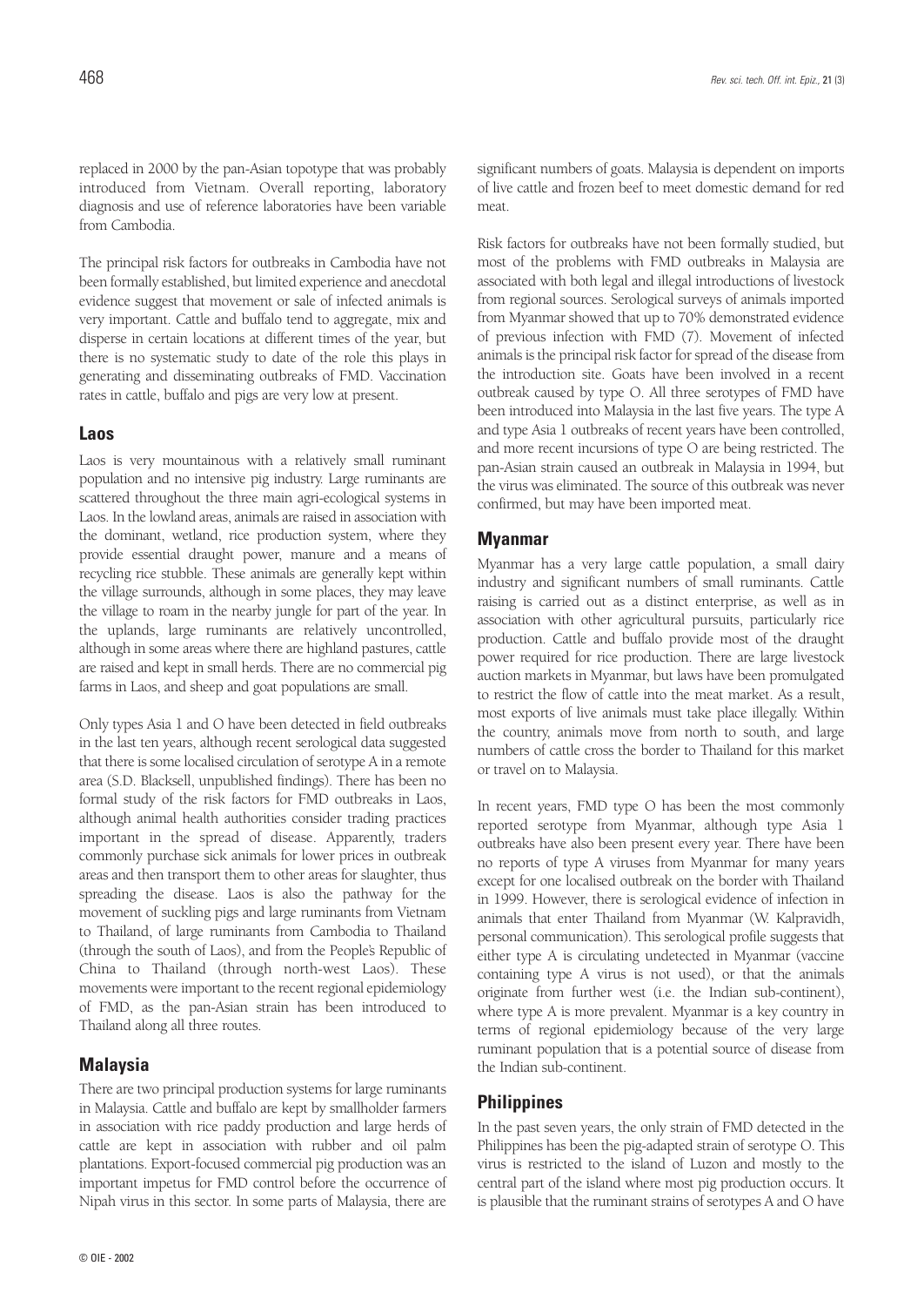replaced in 2000 by the pan-Asian topotype that was probably introduced from Vietnam. Overall reporting, laboratory diagnosis and use of reference laboratories have been variable from Cambodia.

The principal risk factors for outbreaks in Cambodia have not been formally established, but limited experience and anecdotal evidence suggest that movement or sale of infected animals is very important. Cattle and buffalo tend to aggregate, mix and disperse in certain locations at different times of the year, but there is no systematic study to date of the role this plays in generating and disseminating outbreaks of FMD. Vaccination rates in cattle, buffalo and pigs are very low at present.

## Laos

Laos is very mountainous with a relatively small ruminant population and no intensive pig industry. Large ruminants are scattered throughout the three main agri-ecological systems in Laos. In the lowland areas, animals are raised in association with the dominant, wetland, rice production system, where they provide essential draught power, manure and a means of recycling rice stubble. These animals are generally kept within the village surrounds, although in some places, they may leave the village to roam in the nearby jungle for part of the year. In the uplands, large ruminants are relatively uncontrolled, although in some areas where there are highland pastures, cattle are raised and kept in small herds. There are no commercial pig farms in Laos, and sheep and goat populations are small.

Only types Asia 1 and O have been detected in field outbreaks in the last ten years, although recent serological data suggested that there is some localised circulation of serotype A in a remote area (S.D. Blacksell, unpublished findings). There has been no formal study of the risk factors for FMD outbreaks in Laos, although animal health authorities consider trading practices important in the spread of disease. Apparently, traders commonly purchase sick animals for lower prices in outbreak areas and then transport them to other areas for slaughter, thus spreading the disease. Laos is also the pathway for the movement of suckling pigs and large ruminants from Vietnam to Thailand, of large ruminants from Cambodia to Thailand (through the south of Laos), and from the People's Republic of China to Thailand (through north-west Laos). These movements were important to the recent regional epidemiology of FMD, as the pan-Asian strain has been introduced to Thailand along all three routes.

## Malaysia

There are two principal production systems for large ruminants in Malaysia. Cattle and buffalo are kept by smallholder farmers in association with rice paddy production and large herds of cattle are kept in association with rubber and oil palm plantations. Export-focused commercial pig production was an important impetus for FMD control before the occurrence of Nipah virus in this sector. In some parts of Malaysia, there are significant numbers of goats. Malaysia is dependent on imports of live cattle and frozen beef to meet domestic demand for red meat.

Risk factors for outbreaks have not been formally studied, but most of the problems with FMD outbreaks in Malaysia are associated with both legal and illegal introductions of livestock from regional sources. Serological surveys of animals imported from Myanmar showed that up to 70% demonstrated evidence of previous infection with FMD (7). Movement of infected animals is the principal risk factor for spread of the disease from the introduction site. Goats have been involved in a recent outbreak caused by type O. All three serotypes of FMD have been introduced into Malaysia in the last five years. The type A and type Asia 1 outbreaks of recent years have been controlled, and more recent incursions of type O are being restricted. The pan-Asian strain caused an outbreak in Malaysia in 1994, but the virus was eliminated. The source of this outbreak was never confirmed, but may have been imported meat.

## Myanmar

Myanmar has a very large cattle population, a small dairy industry and significant numbers of small ruminants. Cattle raising is carried out as a distinct enterprise, as well as in association with other agricultural pursuits, particularly rice production. Cattle and buffalo provide most of the draught power required for rice production. There are large livestock auction markets in Myanmar, but laws have been promulgated to restrict the flow of cattle into the meat market. As a result, most exports of live animals must take place illegally. Within the country, animals move from north to south, and large numbers of cattle cross the border to Thailand for this market or travel on to Malaysia.

In recent years, FMD type O has been the most commonly reported serotype from Myanmar, although type Asia 1 outbreaks have also been present every year. There have been no reports of type A viruses from Myanmar for many years except for one localised outbreak on the border with Thailand in 1999. However, there is serological evidence of infection in animals that enter Thailand from Myanmar (W. Kalpravidh, personal communication). This serological profile suggests that either type A is circulating undetected in Myanmar (vaccine containing type A virus is not used), or that the animals originate from further west (i.e. the Indian sub-continent), where type A is more prevalent. Myanmar is a key country in terms of regional epidemiology because of the very large ruminant population that is a potential source of disease from the Indian sub-continent.

## Philippines

In the past seven years, the only strain of FMD detected in the Philippines has been the pig-adapted strain of serotype O. This virus is restricted to the island of Luzon and mostly to the central part of the island where most pig production occurs. It is plausible that the ruminant strains of serotypes A and O have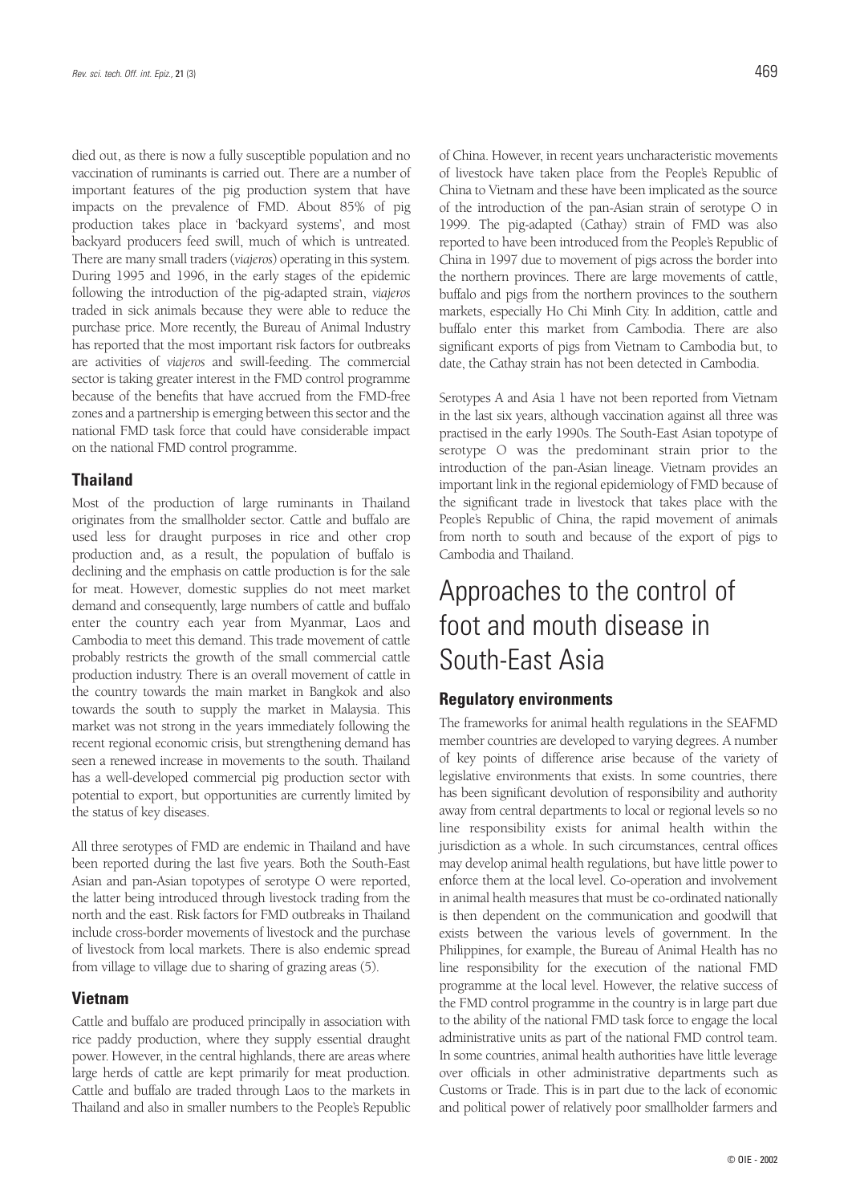died out, as there is now a fully susceptible population and no vaccination of ruminants is carried out. There are a number of important features of the pig production system that have impacts on the prevalence of FMD. About 85% of pig production takes place in 'backyard systems', and most backyard producers feed swill, much of which is untreated. There are many small traders (*viajeros*) operating in this system. During 1995 and 1996, in the early stages of the epidemic following the introduction of the pig-adapted strain, *viajeros* traded in sick animals because they were able to reduce the purchase price. More recently, the Bureau of Animal Industry has reported that the most important risk factors for outbreaks are activities of *viajeros* and swill-feeding. The commercial sector is taking greater interest in the FMD control programme because of the benefits that have accrued from the FMD-free zones and a partnership is emerging between this sector and the national FMD task force that could have considerable impact on the national FMD control programme.

### Thailand

Most of the production of large ruminants in Thailand originates from the smallholder sector. Cattle and buffalo are used less for draught purposes in rice and other crop production and, as a result, the population of buffalo is declining and the emphasis on cattle production is for the sale for meat. However, domestic supplies do not meet market demand and consequently, large numbers of cattle and buffalo enter the country each year from Myanmar, Laos and Cambodia to meet this demand. This trade movement of cattle probably restricts the growth of the small commercial cattle production industry. There is an overall movement of cattle in the country towards the main market in Bangkok and also towards the south to supply the market in Malaysia. This market was not strong in the years immediately following the recent regional economic crisis, but strengthening demand has seen a renewed increase in movements to the south. Thailand has a well-developed commercial pig production sector with potential to export, but opportunities are currently limited by the status of key diseases.

All three serotypes of FMD are endemic in Thailand and have been reported during the last five years. Both the South-East Asian and pan-Asian topotypes of serotype O were reported, the latter being introduced through livestock trading from the north and the east. Risk factors for FMD outbreaks in Thailand include cross-border movements of livestock and the purchase of livestock from local markets. There is also endemic spread from village to village due to sharing of grazing areas (5).

### Vietnam

Cattle and buffalo are produced principally in association with rice paddy production, where they supply essential draught power. However, in the central highlands, there are areas where large herds of cattle are kept primarily for meat production. Cattle and buffalo are traded through Laos to the markets in Thailand and also in smaller numbers to the People's Republic of China. However, in recent years uncharacteristic movements of livestock have taken place from the People's Republic of China to Vietnam and these have been implicated as the source of the introduction of the pan-Asian strain of serotype O in 1999. The pig-adapted (Cathay) strain of FMD was also reported to have been introduced from the People's Republic of China in 1997 due to movement of pigs across the border into the northern provinces. There are large movements of cattle, buffalo and pigs from the northern provinces to the southern markets, especially Ho Chi Minh City. In addition, cattle and buffalo enter this market from Cambodia. There are also significant exports of pigs from Vietnam to Cambodia but, to date, the Cathay strain has not been detected in Cambodia.

Serotypes A and Asia 1 have not been reported from Vietnam in the last six years, although vaccination against all three was practised in the early 1990s. The South-East Asian topotype of serotype O was the predominant strain prior to the introduction of the pan-Asian lineage. Vietnam provides an important link in the regional epidemiology of FMD because of the significant trade in livestock that takes place with the People's Republic of China, the rapid movement of animals from north to south and because of the export of pigs to Cambodia and Thailand.

# Approaches to the control of foot and mouth disease in South-East Asia

### Regulatory environments

The frameworks for animal health regulations in the SEAFMD member countries are developed to varying degrees. A number of key points of difference arise because of the variety of legislative environments that exists. In some countries, there has been significant devolution of responsibility and authority away from central departments to local or regional levels so no line responsibility exists for animal health within the jurisdiction as a whole. In such circumstances, central offices may develop animal health regulations, but have little power to enforce them at the local level. Co-operation and involvement in animal health measures that must be co-ordinated nationally is then dependent on the communication and goodwill that exists between the various levels of government. In the Philippines, for example, the Bureau of Animal Health has no line responsibility for the execution of the national FMD programme at the local level. However, the relative success of the FMD control programme in the country is in large part due to the ability of the national FMD task force to engage the local administrative units as part of the national FMD control team. In some countries, animal health authorities have little leverage over officials in other administrative departments such as Customs or Trade. This is in part due to the lack of economic and political power of relatively poor smallholder farmers and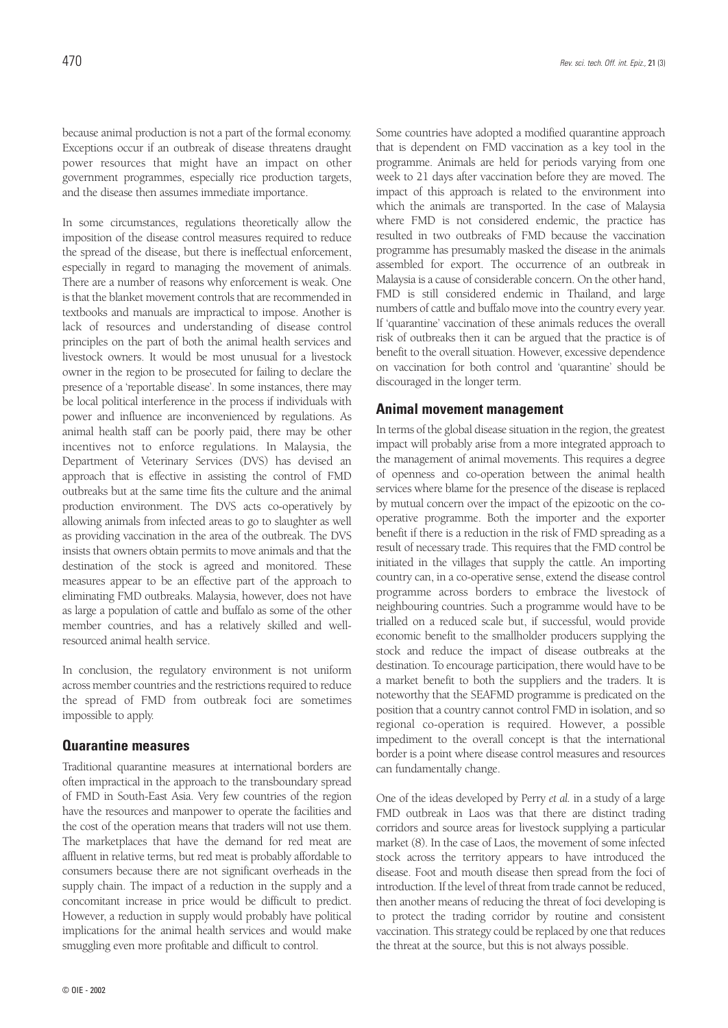because animal production is not a part of the formal economy. Exceptions occur if an outbreak of disease threatens draught power resources that might have an impact on other government programmes, especially rice production targets, and the disease then assumes immediate importance.

In some circumstances, regulations theoretically allow the imposition of the disease control measures required to reduce the spread of the disease, but there is ineffectual enforcement, especially in regard to managing the movement of animals. There are a number of reasons why enforcement is weak. One is that the blanket movement controls that are recommended in textbooks and manuals are impractical to impose. Another is lack of resources and understanding of disease control principles on the part of both the animal health services and livestock owners. It would be most unusual for a livestock owner in the region to be prosecuted for failing to declare the presence of a 'reportable disease'. In some instances, there may be local political interference in the process if individuals with power and influence are inconvenienced by regulations. As animal health staff can be poorly paid, there may be other incentives not to enforce regulations. In Malaysia, the Department of Veterinary Services (DVS) has devised an approach that is effective in assisting the control of FMD outbreaks but at the same time fits the culture and the animal production environment. The DVS acts co-operatively by allowing animals from infected areas to go to slaughter as well as providing vaccination in the area of the outbreak. The DVS insists that owners obtain permits to move animals and that the destination of the stock is agreed and monitored. These measures appear to be an effective part of the approach to eliminating FMD outbreaks. Malaysia, however, does not have as large a population of cattle and buffalo as some of the other member countries, and has a relatively skilled and well-resourced animal health service.

In conclusion, the regulatory environment is not uniform across member countries and the restrictions required to reduce the spread of FMD from outbreak foci are sometimes impossible to apply.

## Quarantine measures

Traditional quarantine measures at international borders are often impractical in the approach to the transboundary spread of FMD in South-East Asia. Very few countries of the region have the resources and manpower to operate the facilities and the cost of the operation means that traders will not use them. The marketplaces that have the demand for red meat are affluent in relative terms, but red meat is probably affordable to consumers because there are not significant overheads in the supply chain. The impact of a reduction in the supply and a concomitant increase in price would be difficult to predict. However, a reduction in supply would probably have political implications for the animal health services and would make smuggling even more profitable and difficult to control.

Some countries have adopted a modified quarantine approach that is dependent on FMD vaccination as a key tool in the programme. Animals are held for periods varying from one week to 21 days after vaccination before they are moved. The impact of this approach is related to the environment into which the animals are transported. In the case of Malaysia where FMD is not considered endemic, the practice has resulted in two outbreaks of FMD because the vaccination programme has presumably masked the disease in the animals assembled for export. The occurrence of an outbreak in Malaysia is a cause of considerable concern. On the other hand, FMD is still considered endemic in Thailand, and large numbers of cattle and buffalo move into the country every year. If 'quarantine' vaccination of these animals reduces the overall risk of outbreaks then it can be argued that the practice is of benefit to the overall situation. However, excessive dependence on vaccination for both control and 'quarantine' should be discouraged in the longer term.

## Animal movement management

In terms of the global disease situation in the region, the greatest impact will probably arise from a more integrated approach to the management of animal movements. This requires a degree of openness and co-operation between the animal health services where blame for the presence of the disease is replaced by mutual concern over the impact of the epizootic on the co-operative programme. Both the importer and the exporter benefit if there is a reduction in the risk of FMD spreading as a result of necessary trade. This requires that the FMD control be initiated in the villages that supply the cattle. An importing country can, in a co-operative sense, extend the disease control programme across borders to embrace the livestock of neighbouring countries. Such a programme would have to be trialled on a reduced scale but, if successful, would provide economic benefit to the smallholder producers supplying the stock and reduce the impact of disease outbreaks at the destination. To encourage participation, there would have to be a market benefit to both the suppliers and the traders. It is noteworthy that the SEAFMD programme is predicated on the position that a country cannot control FMD in isolation, and so regional co-operation is required. However, a possible impediment to the overall concept is that the international border is a point where disease control measures and resources can fundamentally change.

One of the ideas developed by Perry *et al.* in a study of a large FMD outbreak in Laos was that there are distinct trading corridors and source areas for livestock supplying a particular market (8). In the case of Laos, the movement of some infected stock across the territory appears to have introduced the disease. Foot and mouth disease then spread from the foci of introduction. If the level of threat from trade cannot be reduced, then another means of reducing the threat of foci developing is to protect the trading corridor by routine and consistent vaccination. This strategy could be replaced by one that reduces the threat at the source, but this is not always possible.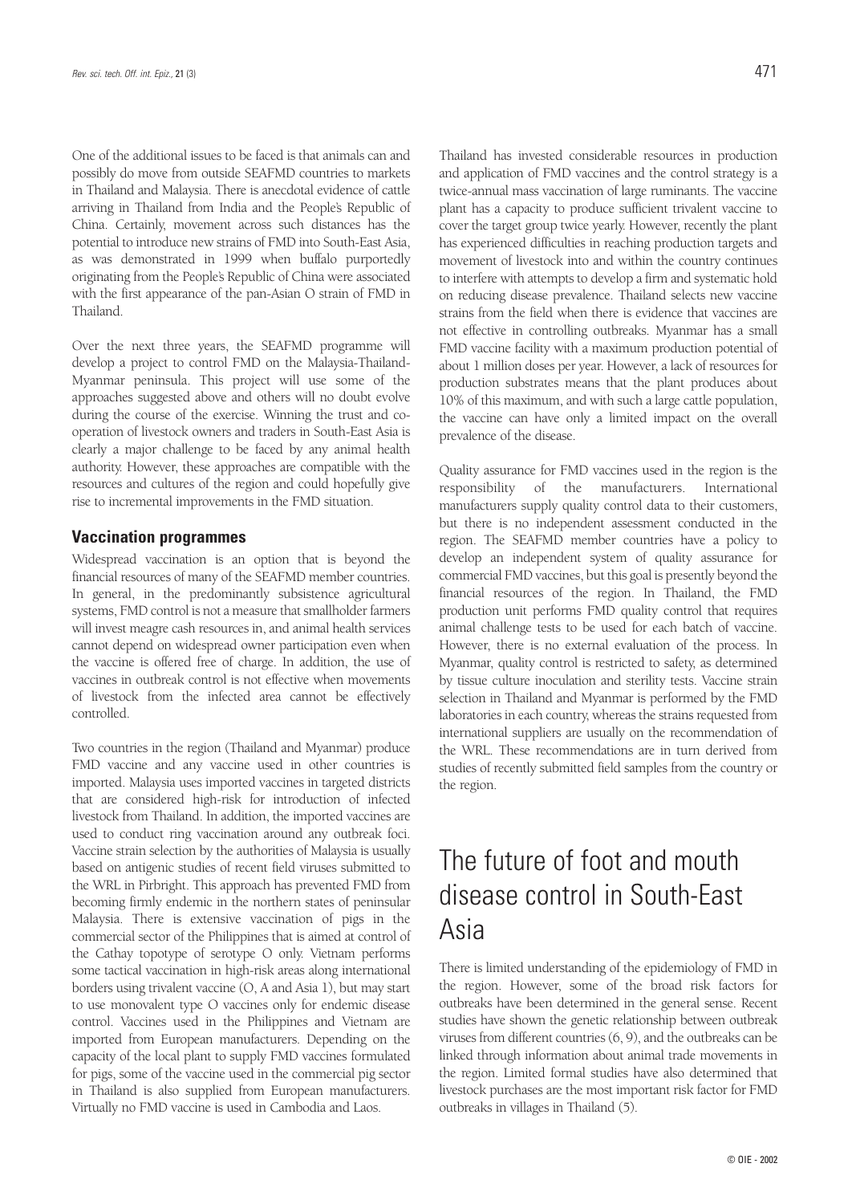One of the additional issues to be faced is that animals can and possibly do move from outside SEAFMD countries to markets in Thailand and Malaysia. There is anecdotal evidence of cattle arriving in Thailand from India and the People's Republic of China. Certainly, movement across such distances has the potential to introduce new strains of FMD into South-East Asia, as was demonstrated in 1999 when buffalo purportedly originating from the People's Republic of China were associated with the first appearance of the pan-Asian O strain of FMD in Thailand.

Over the next three years, the SEAFMD programme will develop a project to control FMD on the Malaysia-Thailand-Myanmar peninsula. This project will use some of the approaches suggested above and others will no doubt evolve during the course of the exercise. Winning the trust and co-operation of livestock owners and traders in South-East Asia is clearly a major challenge to be faced by any animal health authority. However, these approaches are compatible with the resources and cultures of the region and could hopefully give rise to incremental improvements in the FMD situation.

### Vaccination programmes

Widespread vaccination is an option that is beyond the financial resources of many of the SEAFMD member countries. In general, in the predominantly subsistence agricultural systems, FMD control is not a measure that smallholder farmers will invest meagre cash resources in, and animal health services cannot depend on widespread owner participation even when the vaccine is offered free of charge. In addition, the use of vaccines in outbreak control is not effective when movements of livestock from the infected area cannot be effectively controlled.

Two countries in the region (Thailand and Myanmar) produce FMD vaccine and any vaccine used in other countries is imported. Malaysia uses imported vaccines in targeted districts that are considered high-risk for introduction of infected livestock from Thailand. In addition, the imported vaccines are used to conduct ring vaccination around any outbreak foci. Vaccine strain selection by the authorities of Malaysia is usually based on antigenic studies of recent field viruses submitted to the WRL in Pirbright. This approach has prevented FMD from becoming firmly endemic in the northern states of peninsular Malaysia. There is extensive vaccination of pigs in the commercial sector of the Philippines that is aimed at control of the Cathay topotype of serotype O only. Vietnam performs some tactical vaccination in high-risk areas along international borders using trivalent vaccine (O, A and Asia 1), but may start to use monovalent type O vaccines only for endemic disease control. Vaccines used in the Philippines and Vietnam are imported from European manufacturers. Depending on the capacity of the local plant to supply FMD vaccines formulated for pigs, some of the vaccine used in the commercial pig sector in Thailand is also supplied from European manufacturers. Virtually no FMD vaccine is used in Cambodia and Laos.

Thailand has invested considerable resources in production and application of FMD vaccines and the control strategy is a twice-annual mass vaccination of large ruminants. The vaccine plant has a capacity to produce sufficient trivalent vaccine to cover the target group twice yearly. However, recently the plant has experienced difficulties in reaching production targets and movement of livestock into and within the country continues to interfere with attempts to develop a firm and systematic hold on reducing disease prevalence. Thailand selects new vaccine strains from the field when there is evidence that vaccines are not effective in controlling outbreaks. Myanmar has a small FMD vaccine facility with a maximum production potential of about 1 million doses per year. However, a lack of resources for production substrates means that the plant produces about 10% of this maximum, and with such a large cattle population, the vaccine can have only a limited impact on the overall prevalence of the disease.

Quality assurance for FMD vaccines used in the region is the responsibility of the manufacturers. International manufacturers supply quality control data to their customers, but there is no independent assessment conducted in the region. The SEAFMD member countries have a policy to develop an independent system of quality assurance for commercial FMD vaccines, but this goal is presently beyond the financial resources of the region. In Thailand, the FMD production unit performs FMD quality control that requires animal challenge tests to be used for each batch of vaccine. However, there is no external evaluation of the process. In Myanmar, quality control is restricted to safety, as determined by tissue culture inoculation and sterility tests. Vaccine strain selection in Thailand and Myanmar is performed by the FMD laboratories in each country, whereas the strains requested from international suppliers are usually on the recommendation of the WRL. These recommendations are in turn derived from studies of recently submitted field samples from the country or the region.

# The future of foot and mouth disease control in South-East Asia

There is limited understanding of the epidemiology of FMD in the region. However, some of the broad risk factors for outbreaks have been determined in the general sense. Recent studies have shown the genetic relationship between outbreak viruses from different countries (6, 9), and the outbreaks can be linked through information about animal trade movements in the region. Limited formal studies have also determined that livestock purchases are the most important risk factor for FMD outbreaks in villages in Thailand (5).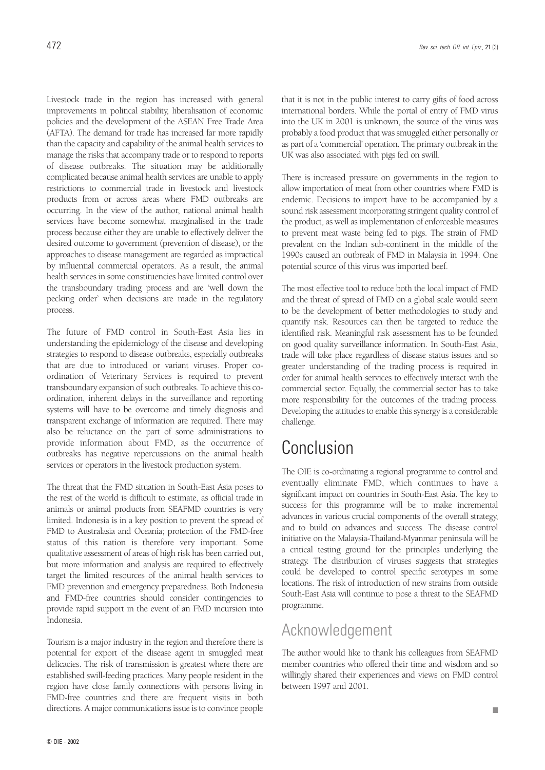Livestock trade in the region has increased with general improvements in political stability, liberalisation of economic policies and the development of the ASEAN Free Trade Area (AFTA). The demand for trade has increased far more rapidly than the capacity and capability of the animal health services to manage the risks that accompany trade or to respond to reports of disease outbreaks. The situation may be additionally complicated because animal health services are unable to apply restrictions to commercial trade in livestock and livestock products from or across areas where FMD outbreaks are occurring. In the view of the author, national animal health services have become somewhat marginalised in the trade process because either they are unable to effectively deliver the desired outcome to government (prevention of disease), or the approaches to disease management are regarded as impractical by influential commercial operators. As a result, the animal health services in some constituencies have limited control over the transboundary trading process and are 'well down the pecking order' when decisions are made in the regulatory process.

The future of FMD control in South-East Asia lies in understanding the epidemiology of the disease and developing strategies to respond to disease outbreaks, especially outbreaks that are due to introduced or variant viruses. Proper co-ordination of Veterinary Services is required to prevent transboundary expansion of such outbreaks. To achieve this co-ordination, inherent delays in the surveillance and reporting systems will have to be overcome and timely diagnosis and transparent exchange of information are required. There may also be reluctance on the part of some administrations to provide information about FMD, as the occurrence of outbreaks has negative repercussions on the animal health services or operators in the livestock production system.

The threat that the FMD situation in South-East Asia poses to the rest of the world is difficult to estimate, as official trade in animals or animal products from SEAFMD countries is very limited. Indonesia is in a key position to prevent the spread of FMD to Australasia and Oceania; protection of the FMD-free status of this nation is therefore very important. Some qualitative assessment of areas of high risk has been carried out, but more information and analysis are required to effectively target the limited resources of the animal health services to FMD prevention and emergency preparedness. Both Indonesia and FMD-free countries should consider contingencies to provide rapid support in the event of an FMD incursion into Indonesia.

Tourism is a major industry in the region and therefore there is potential for export of the disease agent in smuggled meat delicacies. The risk of transmission is greatest where there are established swill-feeding practices. Many people resident in the region have close family connections with persons living in FMD-free countries and there are frequent visits in both directions. A major communications issue is to convince people that it is not in the public interest to carry gifts of food across international borders. While the portal of entry of FMD virus into the UK in 2001 is unknown, the source of the virus was probably a food product that was smuggled either personally or as part of a 'commercial' operation. The primary outbreak in the UK was also associated with pigs fed on swill.

There is increased pressure on governments in the region to allow importation of meat from other countries where FMD is endemic. Decisions to import have to be accompanied by a sound risk assessment incorporating stringent quality control of the product, as well as implementation of enforceable measures to prevent meat waste being fed to pigs. The strain of FMD prevalent on the Indian sub-continent in the middle of the 1990s caused an outbreak of FMD in Malaysia in 1994. One potential source of this virus was imported beef.

The most effective tool to reduce both the local impact of FMD and the threat of spread of FMD on a global scale would seem to be the development of better methodologies to study and quantify risk. Resources can then be targeted to reduce the identified risk. Meaningful risk assessment has to be founded on good quality surveillance information. In South-East Asia, trade will take place regardless of disease status issues and so greater understanding of the trading process is required in order for animal health services to effectively interact with the commercial sector. Equally, the commercial sector has to take more responsibility for the outcomes of the trading process. Developing the attitudes to enable this synergy is a considerable challenge.

# Conclusion

The OIE is co-ordinating a regional programme to control and eventually eliminate FMD, which continues to have a significant impact on countries in South-East Asia. The key to success for this programme will be to make incremental advances in various crucial components of the overall strategy, and to build on advances and success. The disease control initiative on the Malaysia-Thailand-Myanmar peninsula will be a critical testing ground for the principles underlying the strategy. The distribution of viruses suggests that strategies could be developed to control specific serotypes in some locations. The risk of introduction of new strains from outside South-East Asia will continue to pose a threat to the SEAFMD programme.

## Acknowledgement

The author would like to thank his colleagues from SEAFMD member countries who offered their time and wisdom and so willingly shared their experiences and views on FMD control between 1997 and 2001.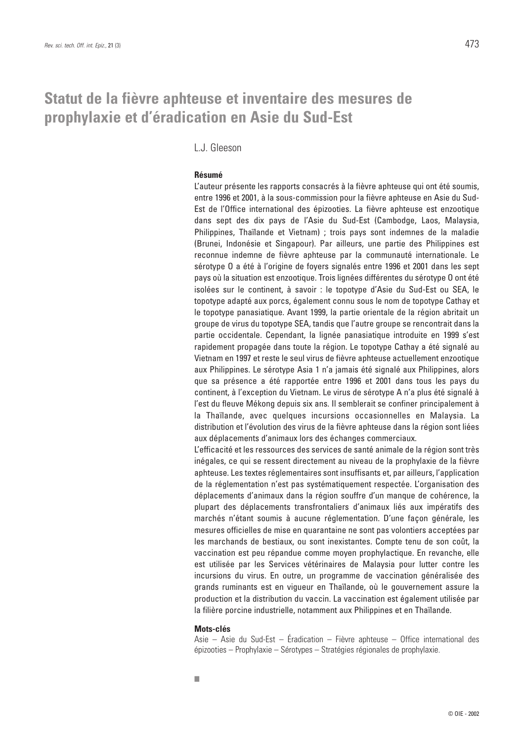# Statut de la fièvre aphteuse et inventaire des mesures de prophylaxie et d'éradication en Asie du Sud-Est

L.J. Gleeson

**Résumé**

L'auteur présente les rapports consacrés à la fièvre aphteuse qui ont été soumis, entre 1996 et 2001, à la sous-commission pour la fièvre aphteuse en Asie du Sud-Est de l'Office international des épizooties. La fièvre aphteuse est enzootique dans sept des dix pays de l'Asie du Sud-Est (Cambodge, Laos, Malaysia, Philippines, Thaïlande et Vietnam) ; trois pays sont indemnes de la maladie (Brunei, Indonésie et Singapour). Par ailleurs, une partie des Philippines est reconnue indemne de fièvre aphteuse par la communauté internationale. Le sérotype O a été à l'origine de foyers signalés entre 1996 et 2001 dans les sept pays où la situation est enzootique. Trois lignées différentes du sérotype O ont été isolées sur le continent, à savoir : le topotype d'Asie du Sud-Est ou SEA, le topotype adapté aux porcs, également connu sous le nom de topotype Cathay et le topotype panasiatique. Avant 1999, la partie orientale de la région abritait un groupe de virus du topotype SEA, tandis que l'autre groupe se rencontrait dans la partie occidentale. Cependant, la lignée panasiatique introduite en 1999 s'est rapidement propagée dans toute la région. Le topotype Cathay a été signalé au Vietnam en 1997 et reste le seul virus de fièvre aphteuse actuellement enzootique aux Philippines. Le sérotype Asia 1 n'a jamais été signalé aux Philippines, alors que sa présence a été rapportée entre 1996 et 2001 dans tous les pays du continent, à l'exception du Vietnam. Le virus de sérotype A n'a plus été signalé à l'est du fleuve Mékong depuis six ans. Il semblerait se confiner principalement à la Thaïlande, avec quelques incursions occasionnelles en Malaysia. La distribution et l'évolution des virus de la fièvre aphteuse dans la région sont liées aux déplacements d'animaux lors des échanges commerciaux.

L'efficacité et les ressources des services de santé animale de la région sont très inégales, ce qui se ressent directement au niveau de la prophylaxie de la fièvre aphteuse. Les textes réglementaires sont insuffisants et, par ailleurs, l'application de la réglementation n'est pas systématiquement respectée. L'organisation des déplacements d'animaux dans la région souffre d'un manque de cohérence, la plupart des déplacements transfrontaliers d'animaux liés aux impératifs des marchés n'étant soumis à aucune réglementation. D'une façon générale, les mesures officielles de mise en quarantaine ne sont pas volontiers acceptées par les marchands de bestiaux, ou sont inexistantes. Compte tenu de son coût, la vaccination est peu répandue comme moyen prophylactique. En revanche, elle est utilisée par les Services vétérinaires de Malaysia pour lutter contre les incursions du virus. En outre, un programme de vaccination généralisée des grands ruminants est en vigueur en Thaïlande, où le gouvernement assure la production et la distribution du vaccin. La vaccination est également utilisée par la filière porcine industrielle, notamment aux Philippines et en Thaïlande.

**Mots-clés**

Asie – Asie du Sud-Est – Éradication – Fièvre aphteuse – Office international des épizooties – Prophylaxie – Sérotypes – Stratégies régionales de prophylaxie.

■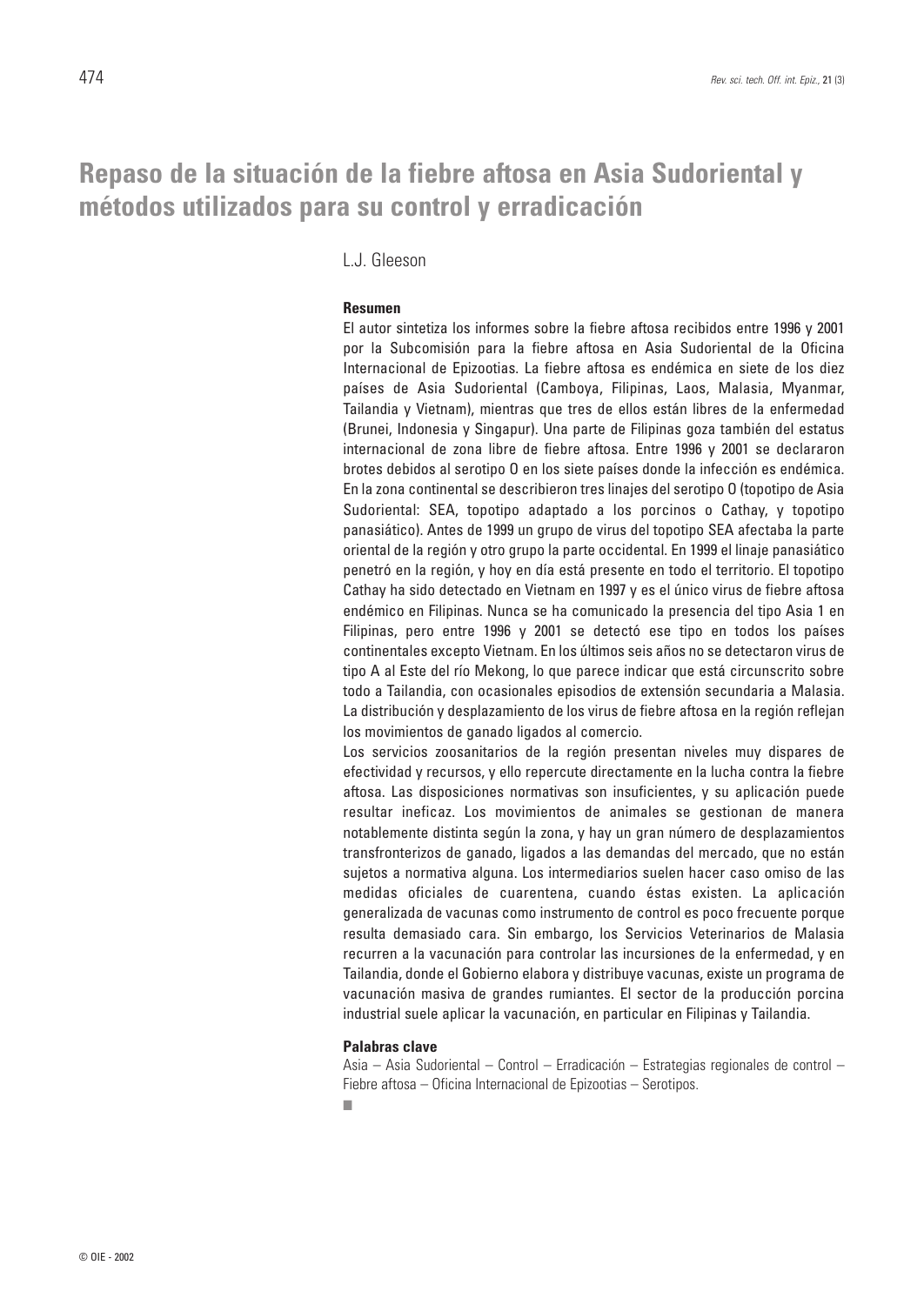# Repaso de la situación de la fiebre aftosa en Asia Sudoriental y métodos utilizados para su control y erradicación

L.J. Gleeson

**Resumen**

El autor sintetiza los informes sobre la fiebre aftosa recibidos entre 1996 y 2001 por la Subcomisión para la fiebre aftosa en Asia Sudoriental de la Oficina Internacional de Epizootias. La fiebre aftosa es endémica en siete de los diez países de Asia Sudoriental (Camboya, Filipinas, Laos, Malasia, Myanmar, Tailandia y Vietnam), mientras que tres de ellos están libres de la enfermedad (Brunei, Indonesia y Singapur). Una parte de Filipinas goza también del estatus internacional de zona libre de fiebre aftosa. Entre 1996 y 2001 se declararon brotes debidos al serotipo O en los siete países donde la infección es endémica. En la zona continental se describieron tres linajes del serotipo O (topotipo de Asia Sudoriental: SEA, topotipo adaptado a los porcinos o Cathay, y topotipo panasiático). Antes de 1999 un grupo de virus del topotipo SEA afectaba la parte oriental de la región y otro grupo la parte occidental. En 1999 el linaje panasiático penetró en la región, y hoy en día está presente en todo el territorio. El topotipo Cathay ha sido detectado en Vietnam en 1997 y es el único virus de fiebre aftosa endémico en Filipinas. Nunca se ha comunicado la presencia del tipo Asia 1 en Filipinas, pero entre 1996 y 2001 se detectó ese tipo en todos los países continentales excepto Vietnam. En los últimos seis años no se detectaron virus de tipo A al Este del río Mekong, lo que parece indicar que está circunscrito sobre todo a Tailandia, con ocasionales episodios de extensión secundaria a Malasia. La distribución y desplazamiento de los virus de fiebre aftosa en la región reflejan los movimientos de ganado ligados al comercio.

Los servicios zoosanitarios de la región presentan niveles muy dispares de efectividad y recursos, y ello repercute directamente en la lucha contra la fiebre aftosa. Las disposiciones normativas son insuficientes, y su aplicación puede resultar ineficaz. Los movimientos de animales se gestionan de manera notablemente distinta según la zona, y hay un gran número de desplazamientos transfronterizos de ganado, ligados a las demandas del mercado, que no están sujetos a normativa alguna. Los intermediarios suelen hacer caso omiso de las medidas oficiales de cuarentena, cuando éstas existen. La aplicación generalizada de vacunas como instrumento de control es poco frecuente porque resulta demasiado cara. Sin embargo, los Servicios Veterinarios de Malasia recurren a la vacunación para controlar las incursiones de la enfermedad, y en Tailandia, donde el Gobierno elabora y distribuye vacunas, existe un programa de vacunación masiva de grandes rumiantes. El sector de la producción porcina industrial suele aplicar la vacunación, en particular en Filipinas y Tailandia.

**Palabras clave**

Asia – Asia Sudoriental – Control – Erradicación – Estrategias regionales de control – Fiebre aftosa – Oficina Internacional de Epizootias – Serotipos.

© OIE - 2002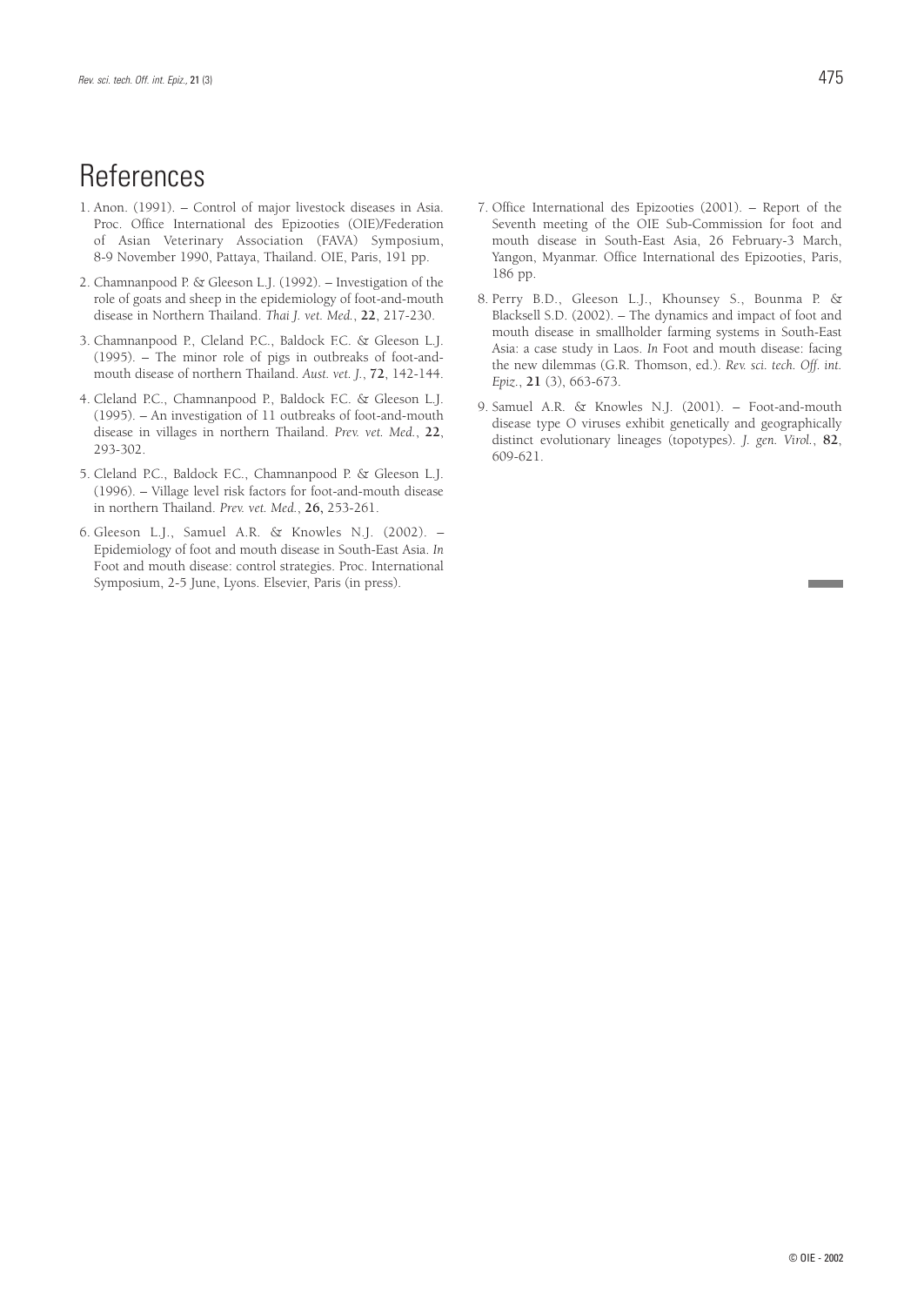# References

1. Anon. (1991). – Control of major livestock diseases in Asia. Proc. Office International des Epizooties (OIE)/Federation of Asian Veterinary Association (FAVA) Symposium, 8-9 November 1990, Pattaya, Thailand. OIE, Paris, 191 pp.

2. Chamnanpood P. & Gleeson L.J. (1992). – Investigation of the role of goats and sheep in the epidemiology of foot-and-mouth disease in Northern Thailand. *Thai J. vet. Med.*, **22**, 217-230.

3. Chamnanpood P., Cleland P.C., Baldock F.C. & Gleeson L.J. (1995). – The minor role of pigs in outbreaks of foot-and-mouth disease of northern Thailand. *Aust. vet. J.*, **72**, 142-144.

4. Cleland P.C., Chamnanpood P., Baldock F.C. & Gleeson L.J. (1995). – An investigation of 11 outbreaks of foot-and-mouth disease in villages in northern Thailand. *Prev. vet. Med.*, **22**, 293-302.

5. Cleland P.C., Baldock F.C., Chamnanpood P. & Gleeson L.J. (1996). – Village level risk factors for foot-and-mouth disease in northern Thailand. *Prev. vet. Med.*, **26**, 253-261.

6. Gleeson L.J., Samuel A.R. & Knowles N.J. (2002). – Epidemiology of foot and mouth disease in South-East Asia. *In* Foot and mouth disease: control strategies. Proc. International Symposium, 2-5 June, Lyons. Elsevier, Paris (in press).

7. Office International des Epizooties (2001). – Report of the Seventh meeting of the OIE Sub-Commission for foot and mouth disease in South-East Asia, 26 February-3 March, Yangon, Myanmar. Office International des Epizooties, Paris, 186 pp.

8. Perry B.D., Gleeson L.J., Khounsey S., Bounma P. & Blacksell S.D. (2002). – The dynamics and impact of foot and mouth disease in smallholder farming systems in South-East Asia: a case study in Laos. *In* Foot and mouth disease: facing the new dilemmas (G.R. Thomson, ed.). *Rev. sci. tech. Off. int. Epiz.*, **21** (3), 663-673.

9. Samuel A.R. & Knowles N.J. (2001). – Foot-and-mouth disease type O viruses exhibit genetically and geographically distinct evolutionary lineages (topotypes). *J. gen. Virol.*, **82**, 609-621.